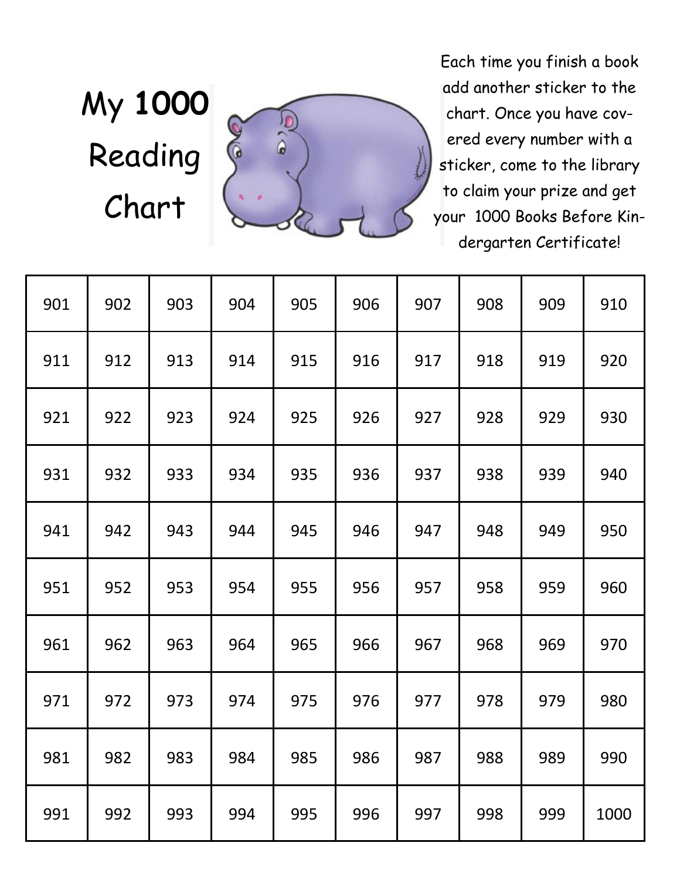# My 1000 Reading Chart

Each time you finish a book add another sticker to the chart. Once you have covered every number with a sticker, come to the library to claim your prize and get your 1000 Books Before Kindergarten Certificate!

| 901 | 902 | 903 | 904 | 905 | 906 | 907 | 908 | 909 | 910 |
|---|---|---|---|---|---|---|---|---|---|
| 911 | 912 | 913 | 914 | 915 | 916 | 917 | 918 | 919 | 920 |
| 921 | 922 | 923 | 924 | 925 | 926 | 927 | 928 | 929 | 930 |
| 931 | 932 | 933 | 934 | 935 | 936 | 937 | 938 | 939 | 940 |
| 941 | 942 | 943 | 944 | 945 | 946 | 947 | 948 | 949 | 950 |
| 951 | 952 | 953 | 954 | 955 | 956 | 957 | 958 | 959 | 960 |
| 961 | 962 | 963 | 964 | 965 | 966 | 967 | 968 | 969 | 970 |
| 971 | 972 | 973 | 974 | 975 | 976 | 977 | 978 | 979 | 980 |
| 981 | 982 | 983 | 984 | 985 | 986 | 987 | 988 | 989 | 990 |
| 991 | 992 | 993 | 994 | 995 | 996 | 997 | 998 | 999 | 1000 |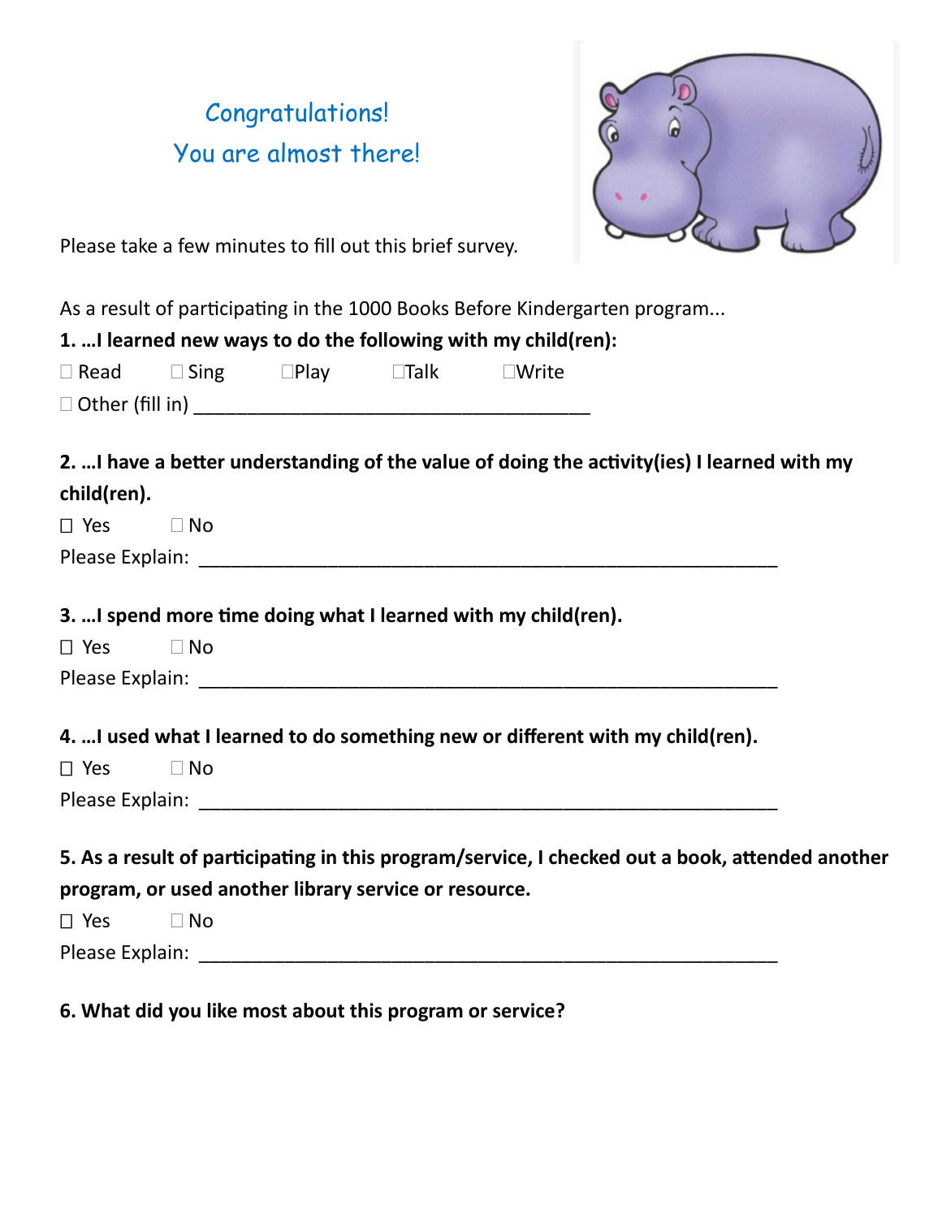Congratulations!

You are almost there!

Please take a few minutes to fill out this brief survey.

As a result of participating in the 1000 Books Before Kindergarten program...

**1. …I learned new ways to do the following with my child(ren):**

☐ Read ☐ Sing ☐Play ☐Talk ☐Write

☐ Other (fill in) ______________________________________

**2. …I have a better understanding of the value of doing the activity(ies) I learned with my child(ren).**

☐ Yes ☐ No

Please Explain: _______________________________________________________

**3. …I spend more time doing what I learned with my child(ren).**

☐ Yes ☐ No

Please Explain: _______________________________________________________

**4. …I used what I learned to do something new or different with my child(ren).**

☐ Yes ☐ No

Please Explain: _______________________________________________________

**5. As a result of participating in this program/service, I checked out a book, attended another program, or used another library service or resource.**

☐ Yes ☐ No

Please Explain: _______________________________________________________

**6. What did you like most about this program or service?**